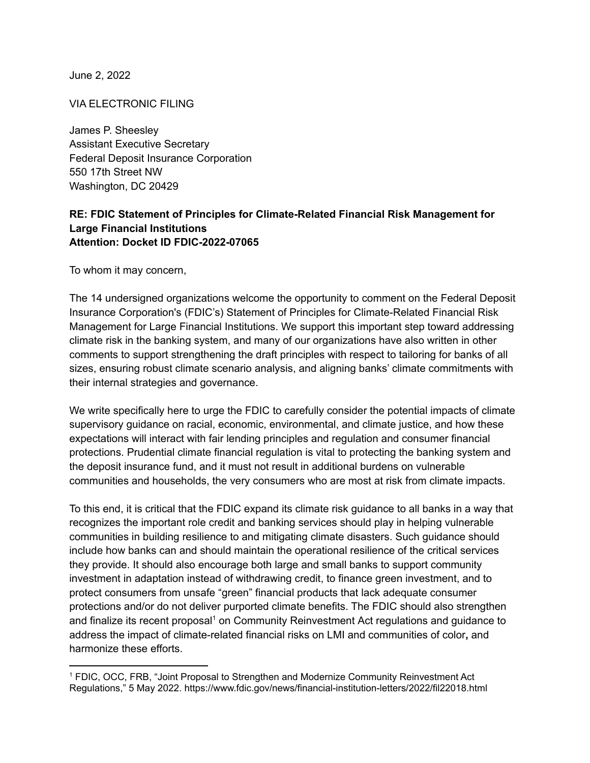June 2, 2022

VIA ELECTRONIC FILING

James P. Sheesley  
Assistant Executive Secretary  
Federal Deposit Insurance Corporation  
550 17th Street NW  
Washington, DC 20429

**RE: FDIC Statement of Principles for Climate-Related Financial Risk Management for Large Financial Institutions**  
**Attention: Docket ID FDIC-2022-07065**

To whom it may concern,

The 14 undersigned organizations welcome the opportunity to comment on the Federal Deposit Insurance Corporation's (FDIC's) Statement of Principles for Climate-Related Financial Risk Management for Large Financial Institutions. We support this important step toward addressing climate risk in the banking system, and many of our organizations have also written in other comments to support strengthening the draft principles with respect to tailoring for banks of all sizes, ensuring robust climate scenario analysis, and aligning banks' climate commitments with their internal strategies and governance.

We write specifically here to urge the FDIC to carefully consider the potential impacts of climate supervisory guidance on racial, economic, environmental, and climate justice, and how these expectations will interact with fair lending principles and regulation and consumer financial protections. Prudential climate financial regulation is vital to protecting the banking system and the deposit insurance fund, and it must not result in additional burdens on vulnerable communities and households, the very consumers who are most at risk from climate impacts.

To this end, it is critical that the FDIC expand its climate risk guidance to all banks in a way that recognizes the important role credit and banking services should play in helping vulnerable communities in building resilience to and mitigating climate disasters. Such guidance should include how banks can and should maintain the operational resilience of the critical services they provide. It should also encourage both large and small banks to support community investment in adaptation instead of withdrawing credit, to finance green investment, and to protect consumers from unsafe "green" financial products that lack adequate consumer protections and/or do not deliver purported climate benefits. The FDIC should also strengthen and finalize its recent proposal[1] on Community Reinvestment Act regulations and guidance to address the impact of climate-related financial risks on LMI and communities of color**,** and harmonize these efforts.

---

[1] FDIC, OCC, FRB, "Joint Proposal to Strengthen and Modernize Community Reinvestment Act Regulations," 5 May 2022. https://www.fdic.gov/news/financial-institution-letters/2022/fil22018.html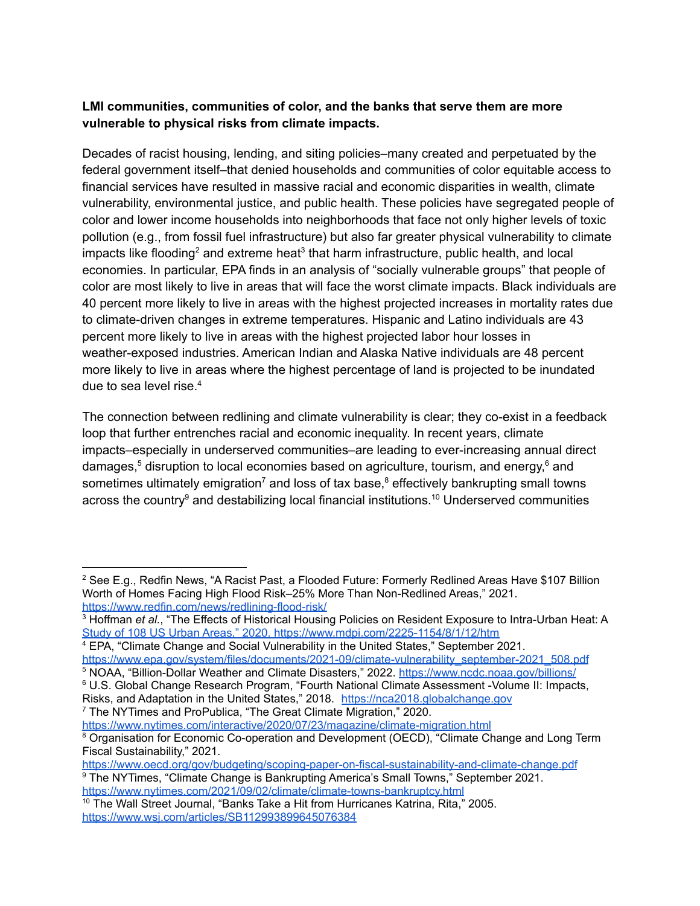**LMI communities, communities of color, and the banks that serve them are more vulnerable to physical risks from climate impacts.**

Decades of racist housing, lending, and siting policies–many created and perpetuated by the federal government itself–that denied households and communities of color equitable access to financial services have resulted in massive racial and economic disparities in wealth, climate vulnerability, environmental justice, and public health. These policies have segregated people of color and lower income households into neighborhoods that face not only higher levels of toxic pollution (e.g., from fossil fuel infrastructure) but also far greater physical vulnerability to climate impacts like flooding[2] and extreme heat[3] that harm infrastructure, public health, and local economies. In particular, EPA finds in an analysis of "socially vulnerable groups" that people of color are most likely to live in areas that will face the worst climate impacts. Black individuals are 40 percent more likely to live in areas with the highest projected increases in mortality rates due to climate-driven changes in extreme temperatures. Hispanic and Latino individuals are 43 percent more likely to live in areas with the highest projected labor hour losses in weather-exposed industries. American Indian and Alaska Native individuals are 48 percent more likely to live in areas where the highest percentage of land is projected to be inundated due to sea level rise.[4]

The connection between redlining and climate vulnerability is clear; they co-exist in a feedback loop that further entrenches racial and economic inequality. In recent years, climate impacts–especially in underserved communities–are leading to ever-increasing annual direct damages,[5] disruption to local economies based on agriculture, tourism, and energy,[6] and sometimes ultimately emigration[7] and loss of tax base,[8] effectively bankrupting small towns across the country[9] and destabilizing local financial institutions.[10] Underserved communities

---

[2] See E.g., Redfin News, "A Racist Past, a Flooded Future: Formerly Redlined Areas Have $107 Billion Worth of Homes Facing High Flood Risk–25% More Than Non-Redlined Areas," 2021. https://www.redfin.com/news/redlining-flood-risk/

[3] Hoffman *et al.*, "The Effects of Historical Housing Policies on Resident Exposure to Intra-Urban Heat: A Study of 108 US Urban Areas," 2020. https://www.mdpi.com/2225-1154/8/1/12/htm

[4] EPA, "Climate Change and Social Vulnerability in the United States," September 2021. https://www.epa.gov/system/files/documents/2021-09/climate-vulnerability_september-2021_508.pdf

[5] NOAA, "Billion-Dollar Weather and Climate Disasters," 2022. https://www.ncdc.noaa.gov/billions/

[6] U.S. Global Change Research Program, "Fourth National Climate Assessment -Volume II: Impacts, Risks, and Adaptation in the United States," 2018. https://nca2018.globalchange.gov

[7] The NYTimes and ProPublica, "The Great Climate Migration," 2020. https://www.nytimes.com/interactive/2020/07/23/magazine/climate-migration.html

[8] Organisation for Economic Co-operation and Development (OECD), "Climate Change and Long Term Fiscal Sustainability," 2021. https://www.oecd.org/gov/budgeting/scoping-paper-on-fiscal-sustainability-and-climate-change.pdf

[9] The NYTimes, "Climate Change is Bankrupting America's Small Towns," September 2021. https://www.nytimes.com/2021/09/02/climate/climate-towns-bankruptcy.html

[10] The Wall Street Journal, "Banks Take a Hit from Hurricanes Katrina, Rita," 2005. https://www.wsj.com/articles/SB112993899645076384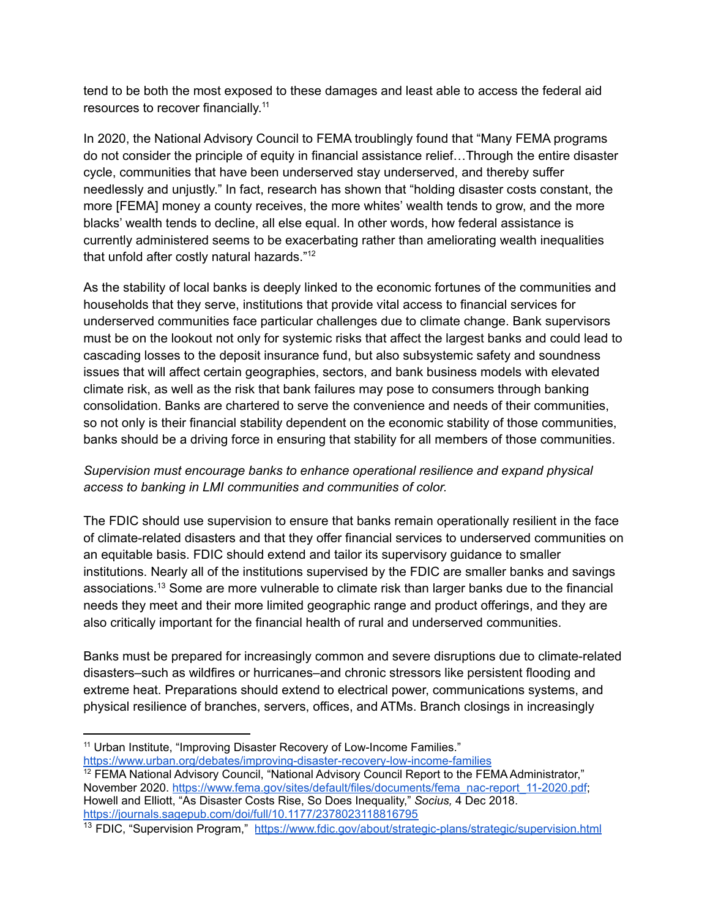tend to be both the most exposed to these damages and least able to access the federal aid resources to recover financially.[11]

In 2020, the National Advisory Council to FEMA troublingly found that "Many FEMA programs do not consider the principle of equity in financial assistance relief…Through the entire disaster cycle, communities that have been underserved stay underserved, and thereby suffer needlessly and unjustly." In fact, research has shown that "holding disaster costs constant, the more [FEMA] money a county receives, the more whites' wealth tends to grow, and the more blacks' wealth tends to decline, all else equal. In other words, how federal assistance is currently administered seems to be exacerbating rather than ameliorating wealth inequalities that unfold after costly natural hazards."[12]

As the stability of local banks is deeply linked to the economic fortunes of the communities and households that they serve, institutions that provide vital access to financial services for underserved communities face particular challenges due to climate change. Bank supervisors must be on the lookout not only for systemic risks that affect the largest banks and could lead to cascading losses to the deposit insurance fund, but also subsystemic safety and soundness issues that will affect certain geographies, sectors, and bank business models with elevated climate risk, as well as the risk that bank failures may pose to consumers through banking consolidation. Banks are chartered to serve the convenience and needs of their communities, so not only is their financial stability dependent on the economic stability of those communities, banks should be a driving force in ensuring that stability for all members of those communities.

*Supervision must encourage banks to enhance operational resilience and expand physical access to banking in LMI communities and communities of color.*

The FDIC should use supervision to ensure that banks remain operationally resilient in the face of climate-related disasters and that they offer financial services to underserved communities on an equitable basis. FDIC should extend and tailor its supervisory guidance to smaller institutions. Nearly all of the institutions supervised by the FDIC are smaller banks and savings associations.[13] Some are more vulnerable to climate risk than larger banks due to the financial needs they meet and their more limited geographic range and product offerings, and they are also critically important for the financial health of rural and underserved communities.

Banks must be prepared for increasingly common and severe disruptions due to climate-related disasters–such as wildfires or hurricanes–and chronic stressors like persistent flooding and extreme heat. Preparations should extend to electrical power, communications systems, and physical resilience of branches, servers, offices, and ATMs. Branch closings in increasingly

---

[11] Urban Institute, "Improving Disaster Recovery of Low-Income Families." https://www.urban.org/debates/improving-disaster-recovery-low-income-families

[12] FEMA National Advisory Council, "National Advisory Council Report to the FEMA Administrator," November 2020. https://www.fema.gov/sites/default/files/documents/fema_nac-report_11-2020.pdf; Howell and Elliott, "As Disaster Costs Rise, So Does Inequality," *Socius,* 4 Dec 2018. https://journals.sagepub.com/doi/full/10.1177/2378023118816795

[13] FDIC, "Supervision Program," https://www.fdic.gov/about/strategic-plans/strategic/supervision.html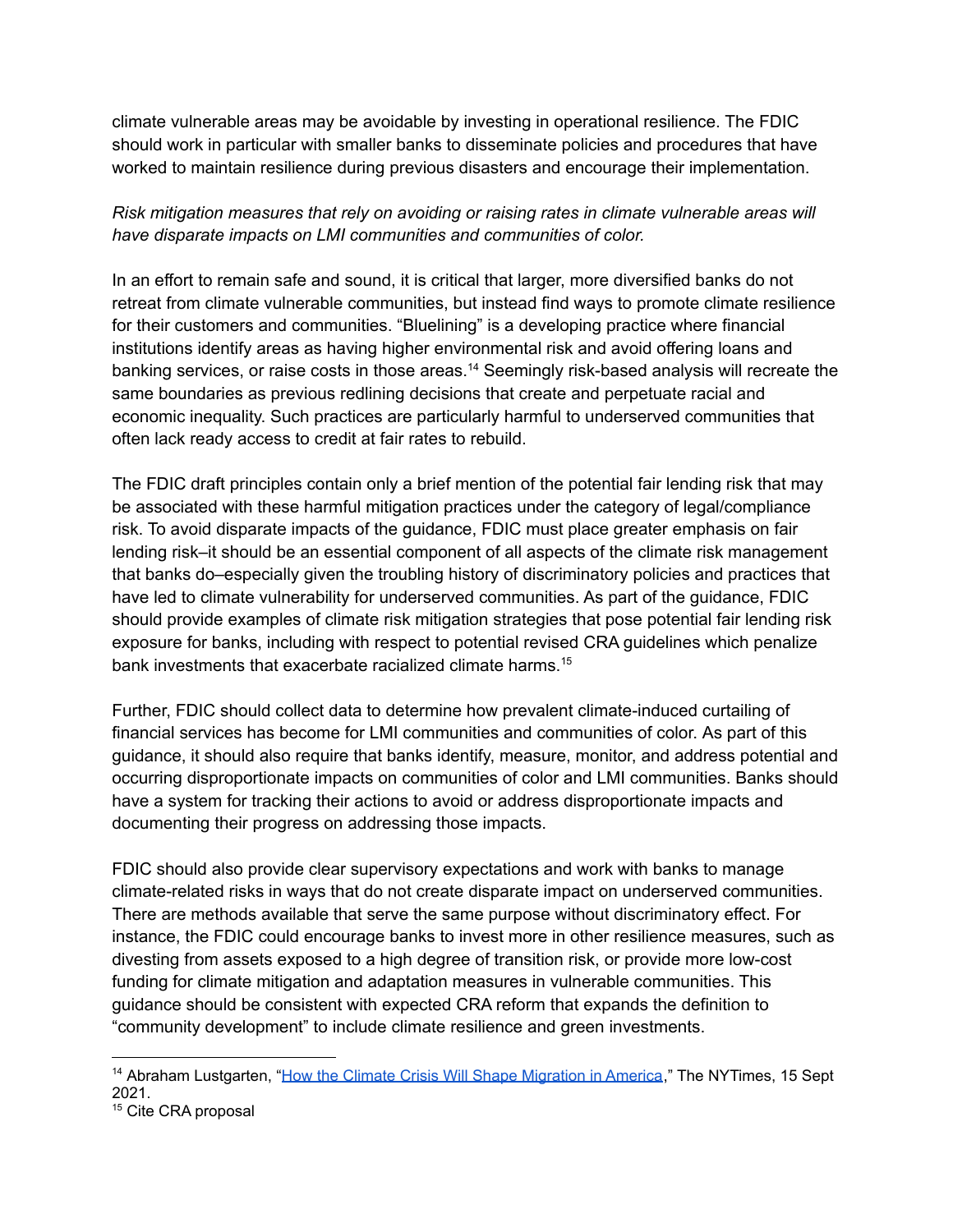climate vulnerable areas may be avoidable by investing in operational resilience. The FDIC should work in particular with smaller banks to disseminate policies and procedures that have worked to maintain resilience during previous disasters and encourage their implementation.

*Risk mitigation measures that rely on avoiding or raising rates in climate vulnerable areas will have disparate impacts on LMI communities and communities of color.*

In an effort to remain safe and sound, it is critical that larger, more diversified banks do not retreat from climate vulnerable communities, but instead find ways to promote climate resilience for their customers and communities. "Bluelining" is a developing practice where financial institutions identify areas as having higher environmental risk and avoid offering loans and banking services, or raise costs in those areas.[14] Seemingly risk-based analysis will recreate the same boundaries as previous redlining decisions that create and perpetuate racial and economic inequality. Such practices are particularly harmful to underserved communities that often lack ready access to credit at fair rates to rebuild.

The FDIC draft principles contain only a brief mention of the potential fair lending risk that may be associated with these harmful mitigation practices under the category of legal/compliance risk. To avoid disparate impacts of the guidance, FDIC must place greater emphasis on fair lending risk–it should be an essential component of all aspects of the climate risk management that banks do–especially given the troubling history of discriminatory policies and practices that have led to climate vulnerability for underserved communities. As part of the guidance, FDIC should provide examples of climate risk mitigation strategies that pose potential fair lending risk exposure for banks, including with respect to potential revised CRA guidelines which penalize bank investments that exacerbate racialized climate harms.[15]

Further, FDIC should collect data to determine how prevalent climate-induced curtailing of financial services has become for LMI communities and communities of color. As part of this guidance, it should also require that banks identify, measure, monitor, and address potential and occurring disproportionate impacts on communities of color and LMI communities. Banks should have a system for tracking their actions to avoid or address disproportionate impacts and documenting their progress on addressing those impacts.

FDIC should also provide clear supervisory expectations and work with banks to manage climate-related risks in ways that do not create disparate impact on underserved communities. There are methods available that serve the same purpose without discriminatory effect. For instance, the FDIC could encourage banks to invest more in other resilience measures, such as divesting from assets exposed to a high degree of transition risk, or provide more low-cost funding for climate mitigation and adaptation measures in vulnerable communities. This guidance should be consistent with expected CRA reform that expands the definition to "community development" to include climate resilience and green investments.

---

[14] Abraham Lustgarten, "[How the Climate Crisis Will Shape Migration in America](#)," The NYTimes, 15 Sept 2021.

[15] Cite CRA proposal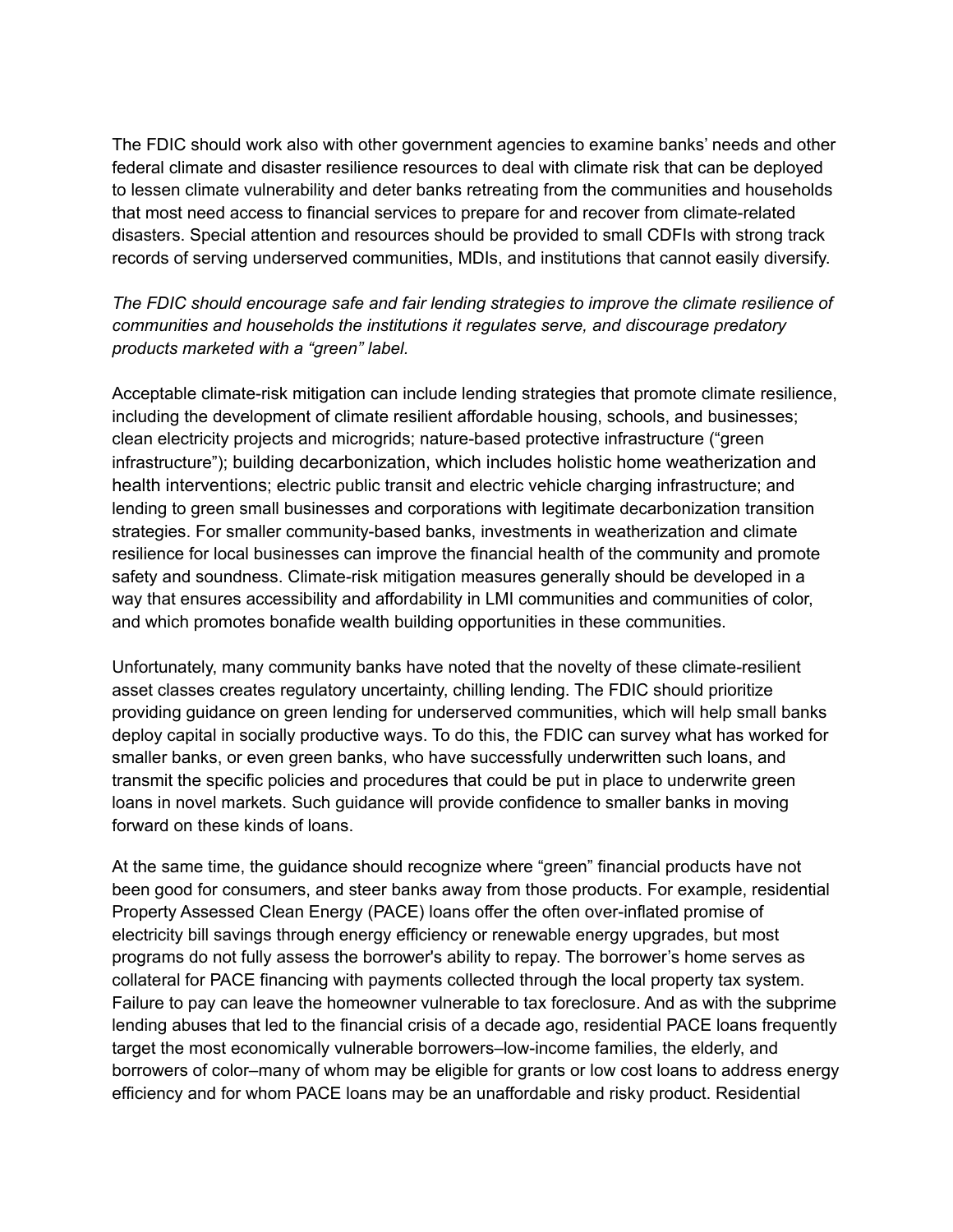The FDIC should work also with other government agencies to examine banks' needs and other federal climate and disaster resilience resources to deal with climate risk that can be deployed to lessen climate vulnerability and deter banks retreating from the communities and households that most need access to financial services to prepare for and recover from climate-related disasters. Special attention and resources should be provided to small CDFIs with strong track records of serving underserved communities, MDIs, and institutions that cannot easily diversify.

*The FDIC should encourage safe and fair lending strategies to improve the climate resilience of communities and households the institutions it regulates serve, and discourage predatory products marketed with a "green" label.*

Acceptable climate-risk mitigation can include lending strategies that promote climate resilience, including the development of climate resilient affordable housing, schools, and businesses; clean electricity projects and microgrids; nature-based protective infrastructure ("green infrastructure"); building decarbonization, which includes holistic home weatherization and health interventions; electric public transit and electric vehicle charging infrastructure; and lending to green small businesses and corporations with legitimate decarbonization transition strategies. For smaller community-based banks, investments in weatherization and climate resilience for local businesses can improve the financial health of the community and promote safety and soundness. Climate-risk mitigation measures generally should be developed in a way that ensures accessibility and affordability in LMI communities and communities of color, and which promotes bonafide wealth building opportunities in these communities.

Unfortunately, many community banks have noted that the novelty of these climate-resilient asset classes creates regulatory uncertainty, chilling lending. The FDIC should prioritize providing guidance on green lending for underserved communities, which will help small banks deploy capital in socially productive ways. To do this, the FDIC can survey what has worked for smaller banks, or even green banks, who have successfully underwritten such loans, and transmit the specific policies and procedures that could be put in place to underwrite green loans in novel markets. Such guidance will provide confidence to smaller banks in moving forward on these kinds of loans.

At the same time, the guidance should recognize where "green" financial products have not been good for consumers, and steer banks away from those products. For example, residential Property Assessed Clean Energy (PACE) loans offer the often over-inflated promise of electricity bill savings through energy efficiency or renewable energy upgrades, but most programs do not fully assess the borrower's ability to repay. The borrower's home serves as collateral for PACE financing with payments collected through the local property tax system. Failure to pay can leave the homeowner vulnerable to tax foreclosure. And as with the subprime lending abuses that led to the financial crisis of a decade ago, residential PACE loans frequently target the most economically vulnerable borrowers–low-income families, the elderly, and borrowers of color–many of whom may be eligible for grants or low cost loans to address energy efficiency and for whom PACE loans may be an unaffordable and risky product. Residential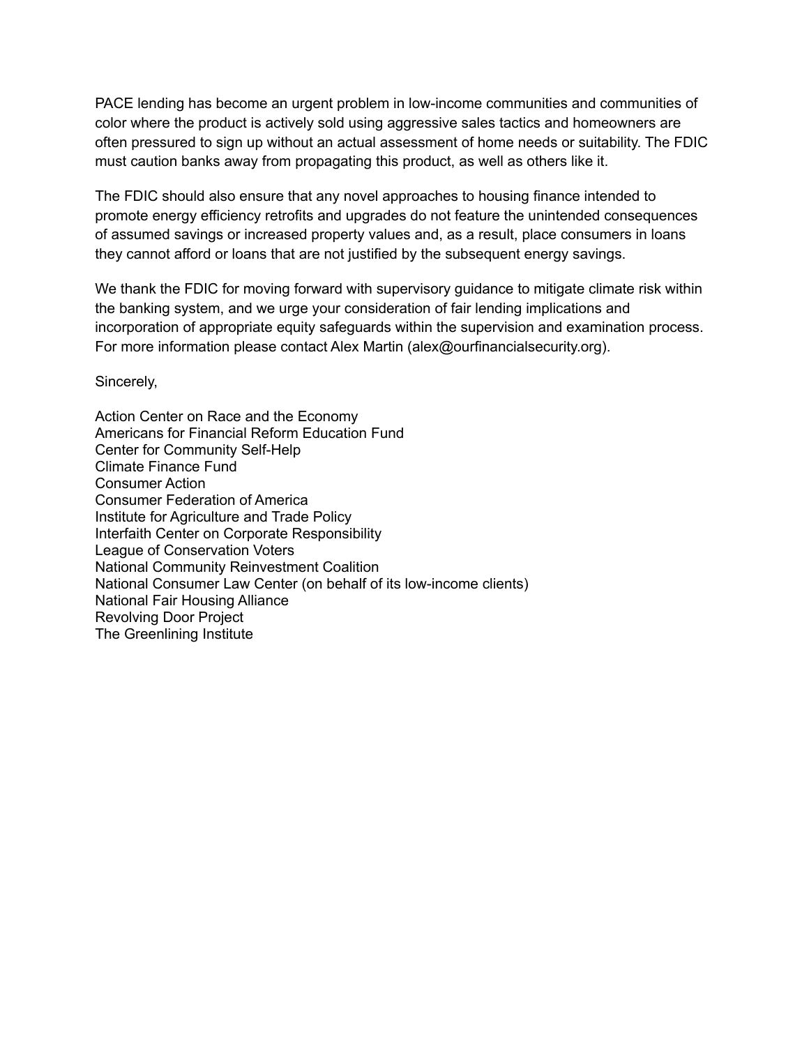PACE lending has become an urgent problem in low-income communities and communities of color where the product is actively sold using aggressive sales tactics and homeowners are often pressured to sign up without an actual assessment of home needs or suitability. The FDIC must caution banks away from propagating this product, as well as others like it.

The FDIC should also ensure that any novel approaches to housing finance intended to promote energy efficiency retrofits and upgrades do not feature the unintended consequences of assumed savings or increased property values and, as a result, place consumers in loans they cannot afford or loans that are not justified by the subsequent energy savings.

We thank the FDIC for moving forward with supervisory guidance to mitigate climate risk within the banking system, and we urge your consideration of fair lending implications and incorporation of appropriate equity safeguards within the supervision and examination process. For more information please contact Alex Martin (alex@ourfinancialsecurity.org).

Sincerely,

Action Center on Race and the Economy  
Americans for Financial Reform Education Fund  
Center for Community Self-Help  
Climate Finance Fund  
Consumer Action  
Consumer Federation of America  
Institute for Agriculture and Trade Policy  
Interfaith Center on Corporate Responsibility  
League of Conservation Voters  
National Community Reinvestment Coalition  
National Consumer Law Center (on behalf of its low-income clients)  
National Fair Housing Alliance  
Revolving Door Project  
The Greenlining Institute